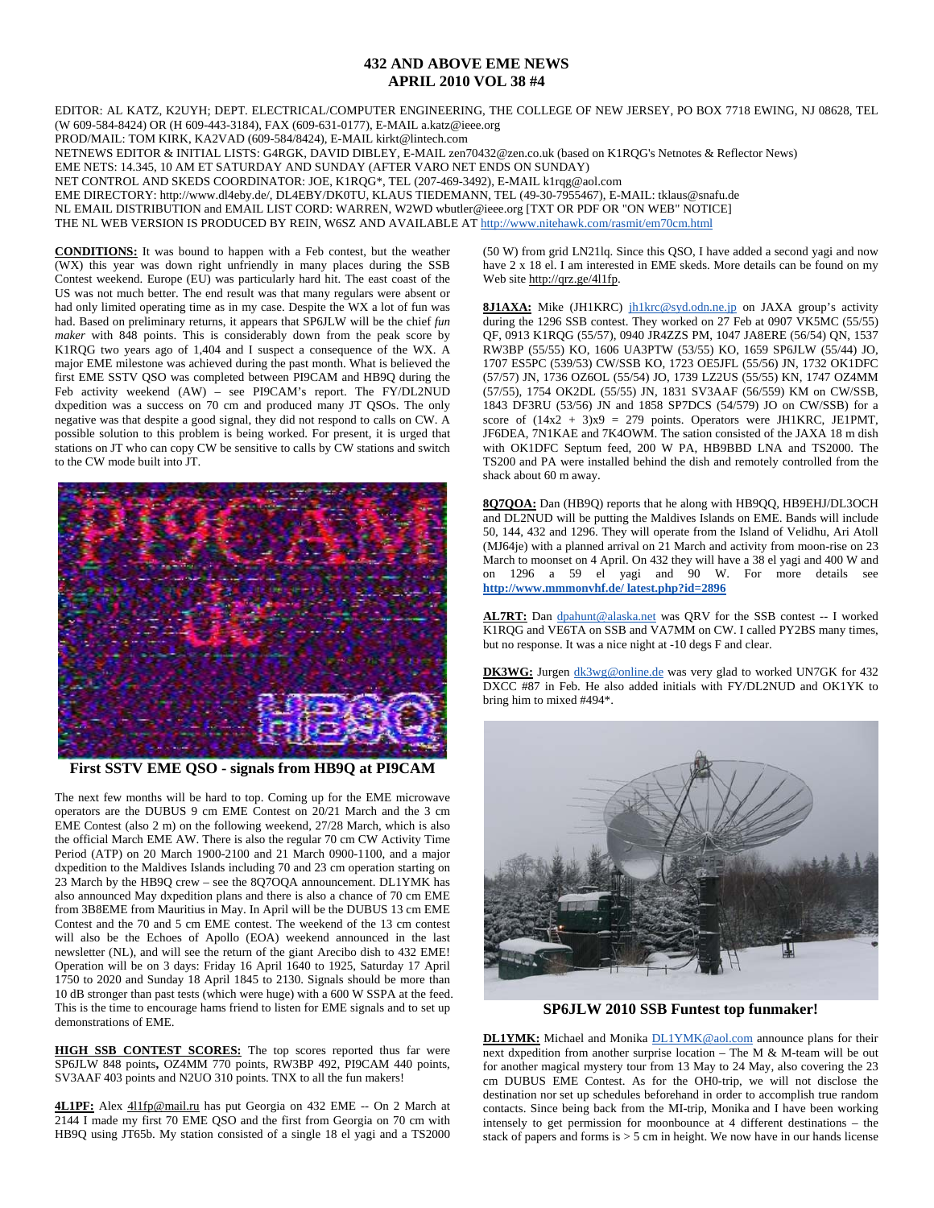# 432 AND ABOVE EME NEWS
## APRIL 2010 VOL 38 #4

EDITOR: AL KATZ, K2UYH; DEPT. ELECTRICAL/COMPUTER ENGINEERING, THE COLLEGE OF NEW JERSEY, PO BOX 7718 EWING, NJ 08628, TEL (W 609-584-8424) OR (H 609-443-3184), FAX (609-631-0177), E-MAIL a.katz@ieee.org
PROD/MAIL: TOM KIRK, KA2VAD (609-584/8424), E-MAIL kirkt@lintech.com
NETNEWS EDITOR & INITIAL LISTS: G4RGK, DAVID DIBLEY, E-MAIL zen70432@zen.co.uk (based on K1RQG's Netnotes & Reflector News)
EME NETS: 14.345, 10 AM ET SATURDAY AND SUNDAY (AFTER VARO NET ENDS ON SUNDAY)
NET CONTROL AND SKEDS COORDINATOR: JOE, K1RQG*, TEL (207-469-3492), E-MAIL k1rqg@aol.com
EME DIRECTORY: http://www.dl4eby.de/, DL4EBY/DK0TU, KLAUS TIEDEMANN, TEL (49-30-7955467), E-MAIL: tklaus@snafu.de
NL EMAIL DISTRIBUTION and EMAIL LIST CORD: WARREN, W2WD wbutler@ieee.org [TXT OR PDF OR "ON WEB" NOTICE]
THE NL WEB VERSION IS PRODUCED BY REIN, W6SZ AND AVAILABLE AT http://www.nitehawk.com/rasmit/em70cm.html

**CONDITIONS:** It was bound to happen with a Feb contest, but the weather (WX) this year was down right unfriendly in many places during the SSB Contest weekend. Europe (EU) was particularly hard hit. The east coast of the US was not much better. The end result was that many regulars were absent or had only limited operating time as in my case. Despite the WX a lot of fun was had. Based on preliminary returns, it appears that SP6JLW will be the chief *fun maker* with 848 points. This is considerably down from the peak score by K1RQG two years ago of 1,404 and I suspect a consequence of the WX. A major EME milestone was achieved during the past month. What is believed the first EME SSTV QSO was completed between PI9CAM and HB9Q during the Feb activity weekend (AW) – see PI9CAM's report. The FY/DL2NUD dxpedition was a success on 70 cm and produced many JT QSOs. The only negative was that despite a good signal, they did not respond to calls on CW. A possible solution to this problem is being worked. For present, it is urged that stations on JT who can copy CW be sensitive to calls by CW stations and switch to the CW mode built into JT.

**First SSTV EME QSO - signals from HB9Q at PI9CAM**

The next few months will be hard to top. Coming up for the EME microwave operators are the DUBUS 9 cm EME Contest on 20/21 March and the 3 cm EME Contest (also 2 m) on the following weekend, 27/28 March, which is also the official March EME AW. There is also the regular 70 cm CW Activity Time Period (ATP) on 20 March 1900-2100 and 21 March 0900-1100, and a major dxpedition to the Maldives Islands including 70 and 23 cm operation starting on 23 March by the HB9Q crew – see the 8Q7OQA announcement. DL1YMK has also announced May dxpedition plans and there is also a chance of 70 cm EME from 3B8EME from Mauritius in May. In April will be the DUBUS 13 cm EME Contest and the 70 and 5 cm EME contest. The weekend of the 13 cm contest will also be the Echoes of Apollo (EOA) weekend announced in the last newsletter (NL), and will see the return of the giant Arecibo dish to 432 EME! Operation will be on 3 days: Friday 16 April 1640 to 1925, Saturday 17 April 1750 to 2020 and Sunday 18 April 1845 to 2130. Signals should be more than 10 dB stronger than past tests (which were huge) with a 600 W SSPA at the feed. This is the time to encourage hams friend to listen for EME signals and to set up demonstrations of EME.

**HIGH SSB CONTEST SCORES:** The top scores reported thus far were SP6JLW 848 points**,** OZ4MM 770 points, RW3BP 492, PI9CAM 440 points, SV3AAF 403 points and N2UO 310 points. TNX to all the fun makers!

**4L1PF:** Alex 4l1fp@mail.ru has put Georgia on 432 EME -- On 2 March at 2144 I made my first 70 EME QSO and the first from Georgia on 70 cm with HB9Q using JT65b. My station consisted of a single 18 el yagi and a TS2000 (50 W) from grid LN21lq. Since this QSO, I have added a second yagi and now have 2 x 18 el. I am interested in EME skeds. More details can be found on my Web site http://qrz.ge/4l1fp.

**8J1AXA:** Mike (JH1KRC) jh1krc@syd.odn.ne.jp on JAXA group's activity during the 1296 SSB contest. They worked on 27 Feb at 0907 VK5MC (55/55) QF, 0913 K1RQG (55/57), 0940 JR4ZZS PM, 1047 JA8ERE (56/54) QN, 1537 RW3BP (55/55) KO, 1606 UA3PTW (53/55) KO, 1659 SP6JLW (55/44) JO, 1707 ES5PC (539/53) CW/SSB KO, 1723 OE5JFL (55/56) JN, 1732 OK1DFC (57/57) JN, 1736 OZ6OL (55/54) JO, 1739 LZ2US (55/55) KN, 1747 OZ4MM (57/55), 1754 OK2DL (55/55) JN, 1831 SV3AAF (56/559) KM on CW/SSB, 1843 DF3RU (53/56) JN and 1858 SP7DCS (54/579) JO on CW/SSB) for a score of (14x2 + 3)x9 = 279 points. Operators were JH1KRC, JE1PMT, JF6DEA, 7N1KAE and 7K4OWM. The sation consisted of the JAXA 18 m dish with OK1DFC Septum feed, 200 W PA, HB9BBD LNA and TS2000. The TS200 and PA were installed behind the dish and remotely controlled from the shack about 60 m away.

**8Q7QOA:** Dan (HB9Q) reports that he along with HB9QQ, HB9EHJ/DL3OCH and DL2NUD will be putting the Maldives Islands on EME. Bands will include 50, 144, 432 and 1296. They will operate from the Island of Velidhu, Ari Atoll (MJ64je) with a planned arrival on 21 March and activity from moon-rise on 23 March to moonset on 4 April. On 432 they will have a 38 el yagi and 400 W and on 1296 a 59 el yagi and 90 W. For more details see **http://www.mmmonvhf.de/ latest.php?id=2896**

**AL7RT:** Dan dpahunt@alaska.net was QRV for the SSB contest -- I worked K1RQG and VE6TA on SSB and VA7MM on CW. I called PY2BS many times, but no response. It was a nice night at -10 degs F and clear.

**DK3WG:** Jurgen dk3wg@online.de was very glad to worked UN7GK for 432 DXCC #87 in Feb. He also added initials with FY/DL2NUD and OK1YK to bring him to mixed #494*.

**SP6JLW 2010 SSB Funtest top funmaker!**

**DL1YMK:** Michael and Monika DL1YMK@aol.com announce plans for their next dxpedition from another surprise location – The M & M-team will be out for another magical mystery tour from 13 May to 24 May, also covering the 23 cm DUBUS EME Contest. As for the OH0-trip, we will not disclose the destination nor set up schedules beforehand in order to accomplish true random contacts. Since being back from the MI-trip, Monika and I have been working intensely to get permission for moonbounce at 4 different destinations – the stack of papers and forms is > 5 cm in height. We now have in our hands license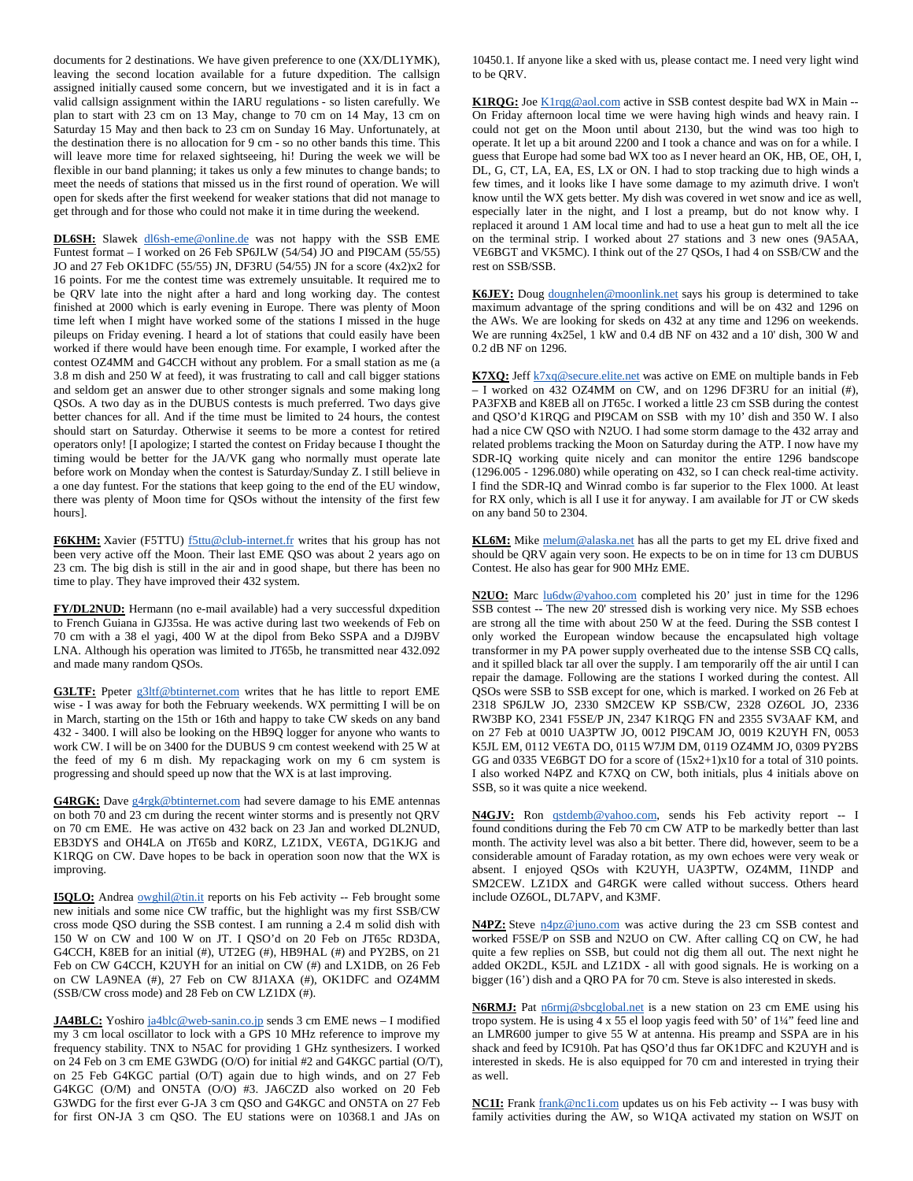documents for 2 destinations. We have given preference to one (XX/DL1YMK), leaving the second location available for a future dxpedition. The callsign assigned initially caused some concern, but we investigated and it is in fact a valid callsign assignment within the IARU regulations - so listen carefully. We plan to start with 23 cm on 13 May, change to 70 cm on 14 May, 13 cm on Saturday 15 May and then back to 23 cm on Sunday 16 May. Unfortunately, at the destination there is no allocation for 9 cm - so no other bands this time. This will leave more time for relaxed sightseeing, hi! During the week we will be flexible in our band planning; it takes us only a few minutes to change bands; to meet the needs of stations that missed us in the first round of operation. We will open for skeds after the first weekend for weaker stations that did not manage to get through and for those who could not make it in time during the weekend.

**DL6SH:** Slawek dl6sh-eme@online.de was not happy with the SSB EME Funtest format – I worked on 26 Feb SP6JLW (54/54) JO and PI9CAM (55/55) JO and 27 Feb OK1DFC (55/55) JN, DF3RU (54/55) JN for a score (4x2)x2 for 16 points. For me the contest time was extremely unsuitable. It required me to be QRV late into the night after a hard and long working day. The contest finished at 2000 which is early evening in Europe. There was plenty of Moon time left when I might have worked some of the stations I missed in the huge pileups on Friday evening. I heard a lot of stations that could easily have been worked if there would have been enough time. For example, I worked after the contest OZ4MM and G4CCH without any problem. For a small station as me (a 3.8 m dish and 250 W at feed), it was frustrating to call and call bigger stations and seldom get an answer due to other stronger signals and some making long QSOs. A two day as in the DUBUS contests is much preferred. Two days give better chances for all. And if the time must be limited to 24 hours, the contest should start on Saturday. Otherwise it seems to be more a contest for retired operators only! [I apologize; I started the contest on Friday because I thought the timing would be better for the JA/VK gang who normally must operate late before work on Monday when the contest is Saturday/Sunday Z. I still believe in a one day funtest. For the stations that keep going to the end of the EU window, there was plenty of Moon time for QSOs without the intensity of the first few hours].

**F6KHM:** Xavier (F5TTU) f5ttu@club-internet.fr writes that his group has not been very active off the Moon. Their last EME QSO was about 2 years ago on 23 cm. The big dish is still in the air and in good shape, but there has been no time to play. They have improved their 432 system.

**FY/DL2NUD:** Hermann (no e-mail available) had a very successful dxpedition to French Guiana in GJ35sa. He was active during last two weekends of Feb on 70 cm with a 38 el yagi, 400 W at the dipol from Beko SSPA and a DJ9BV LNA. Although his operation was limited to JT65b, he transmitted near 432.092 and made many random QSOs.

**G3LTF:** Ppeter g3ltf@btinternet.com writes that he has little to report EME wise - I was away for both the February weekends. WX permitting I will be on in March, starting on the 15th or 16th and happy to take CW skeds on any band 432 - 3400. I will also be looking on the HB9Q logger for anyone who wants to work CW. I will be on 3400 for the DUBUS 9 cm contest weekend with 25 W at the feed of my 6 m dish. My repackaging work on my 6 cm system is progressing and should speed up now that the WX is at last improving.

**G4RGK:** Dave g4rgk@btinternet.com had severe damage to his EME antennas on both 70 and 23 cm during the recent winter storms and is presently not QRV on 70 cm EME. He was active on 432 back on 23 Jan and worked DL2NUD, EB3DYS and OH4LA on JT65b and K0RR, LZ1DX, VE6TA, DG1KJG and K1RQG on CW. Dave hopes to be back in operation soon now that the WX is improving.

**I5QLO:** Andrea owghil@tin.it reports on his Feb activity -- Feb brought some new initials and some nice CW traffic, but the highlight was my first SSB/CW cross mode QSO during the SSB contest. I am running a 2.4 m solid dish with 150 W on CW and 100 W on JT. I QSO'd on 20 Feb on JT65c RD3DA, G4CCH, K8EB for an initial (#), UT2EG (#), HB9HAL (#) and PY2BS, on 21 Feb on CW G4CCH, K2UYH for an initial on CW (#) and LX1DB, on 26 Feb on CW LA9NEA (#), 27 Feb on CW 8J1AXA (#), OK1DFC and OZ4MM (SSB/CW cross mode) and 28 Feb on CW LZ1DX (#).

**JA4BLC:** Yoshiro ja4blc@web-sanin.co.jp sends 3 cm EME news – I modified my 3 cm local oscillator to lock with a GPS 10 MHz reference to improve my frequency stability. TNX to N5AC for providing 1 GHz synthesizers. I worked on 24 Feb on 3 cm EME G3WDG (O/O) for initial #2 and G4KGC partial (O/T), on 25 Feb G4KGC partial (O/T) again due to high winds, and on 27 Feb G4KGC (O/M) and ON5TA (O/O) #3. JA6CZD also worked on 20 Feb G3WDG for the first ever G-JA 3 cm QSO and G4KGC and ON5TA on 27 Feb for first ON-JA 3 cm QSO. The EU stations were on 10368.1 and JAs on 10450.1. If anyone like a sked with us, please contact me. I need very light wind to be QRV.

**K1RQG:** Joe K1rqg@aol.com active in SSB contest despite bad WX in Main -- On Friday afternoon local time we were having high winds and heavy rain. I could not get on the Moon until about 2130, but the wind was too high to operate. It let up a bit around 2200 and I took a chance and was on for a while. I guess that Europe had some bad WX too as I never heard an OK, HB, OE, OH, I, DL, G, CT, LA, EA, ES, LX or ON. I had to stop tracking due to high winds a few times, and it looks like I have some damage to my azimuth drive. I won't know until the WX gets better. My dish was covered in wet snow and ice as well, especially later in the night, and I lost a preamp, but do not know why. I replaced it around 1 AM local time and had to use a heat gun to melt all the ice on the terminal strip. I worked about 27 stations and 3 new ones (9A5AA, VE6BGT and VK5MC). I think out of the 27 QSOs, I had 4 on SSB/CW and the rest on SSB/SSB.

**K6JEY:** Doug dougnhelen@moonlink.net says his group is determined to take maximum advantage of the spring conditions and will be on 432 and 1296 on the AWs. We are looking for skeds on 432 at any time and 1296 on weekends. We are running 4x25el, 1 kW and 0.4 dB NF on 432 and a 10' dish, 300 W and 0.2 dB NF on 1296.

**K7XQ:** Jeff k7xq@secure.elite.net was active on EME on multiple bands in Feb – I worked on 432 OZ4MM on CW, and on 1296 DF3RU for an initial (#), PA3FXB and K8EB all on JT65c. I worked a little 23 cm SSB during the contest and QSO'd K1RQG and PI9CAM on SSB with my 10' dish and 350 W. I also had a nice CW QSO with N2UO. I had some storm damage to the 432 array and related problems tracking the Moon on Saturday during the ATP. I now have my SDR-IQ working quite nicely and can monitor the entire 1296 bandscope (1296.005 - 1296.080) while operating on 432, so I can check real-time activity. I find the SDR-IQ and Winrad combo is far superior to the Flex 1000. At least for RX only, which is all I use it for anyway. I am available for JT or CW skeds on any band 50 to 2304.

**KL6M:** Mike melum@alaska.net has all the parts to get my EL drive fixed and should be QRV again very soon. He expects to be on in time for 13 cm DUBUS Contest. He also has gear for 900 MHz EME.

**N2UO:** Marc lu6dw@yahoo.com completed his 20' just in time for the 1296 SSB contest -- The new 20' stressed dish is working very nice. My SSB echoes are strong all the time with about 250 W at the feed. During the SSB contest I only worked the European window because the encapsulated high voltage transformer in my PA power supply overheated due to the intense SSB CQ calls, and it spilled black tar all over the supply. I am temporarily off the air until I can repair the damage. Following are the stations I worked during the contest. All QSOs were SSB to SSB except for one, which is marked. I worked on 26 Feb at 2318 SP6JLW JO, 2330 SM2CEW KP SSB/CW, 2328 OZ6OL JO, 2336 RW3BP KO, 2341 F5SE/P JN, 2347 K1RQG FN and 2355 SV3AAF KM, and on 27 Feb at 0010 UA3PTW JO, 0012 PI9CAM JO, 0019 K2UYH FN, 0053 K5JL EM, 0112 VE6TA DO, 0115 W7JM DM, 0119 OZ4MM JO, 0309 PY2BS GG and 0335 VE6BGT DO for a score of (15x2+1)x10 for a total of 310 points. I also worked N4PZ and K7XQ on CW, both initials, plus 4 initials above on SSB, so it was quite a nice weekend.

**N4GJV:** Ron qstdemb@yahoo.com, sends his Feb activity report -- I found conditions during the Feb 70 cm CW ATP to be markedly better than last month. The activity level was also a bit better. There did, however, seem to be a considerable amount of Faraday rotation, as my own echoes were very weak or absent. I enjoyed QSOs with K2UYH, UA3PTW, OZ4MM, I1NDP and SM2CEW. LZ1DX and G4RGK were called without success. Others heard include OZ6OL, DL7APV, and K3MF.

**N4PZ:** Steve n4pz@juno.com was active during the 23 cm SSB contest and worked F5SE/P on SSB and N2UO on CW. After calling CQ on CW, he had quite a few replies on SSB, but could not dig them all out. The next night he added OK2DL, K5JL and LZ1DX - all with good signals. He is working on a bigger (16') dish and a QRO PA for 70 cm. Steve is also interested in skeds.

**N6RMJ:** Pat n6rmj@sbcglobal.net is a new station on 23 cm EME using his tropo system. He is using 4 x 55 el loop yagis feed with 50' of 1¼" feed line and an LMR600 jumper to give 55 W at antenna. His preamp and SSPA are in his shack and feed by IC910h. Pat has QSO'd thus far OK1DFC and K2UYH and is interested in skeds. He is also equipped for 70 cm and interested in trying their as well.

**NC1I:** Frank frank@nc1i.com updates us on his Feb activity -- I was busy with family activities during the AW, so W1QA activated my station on WSJT on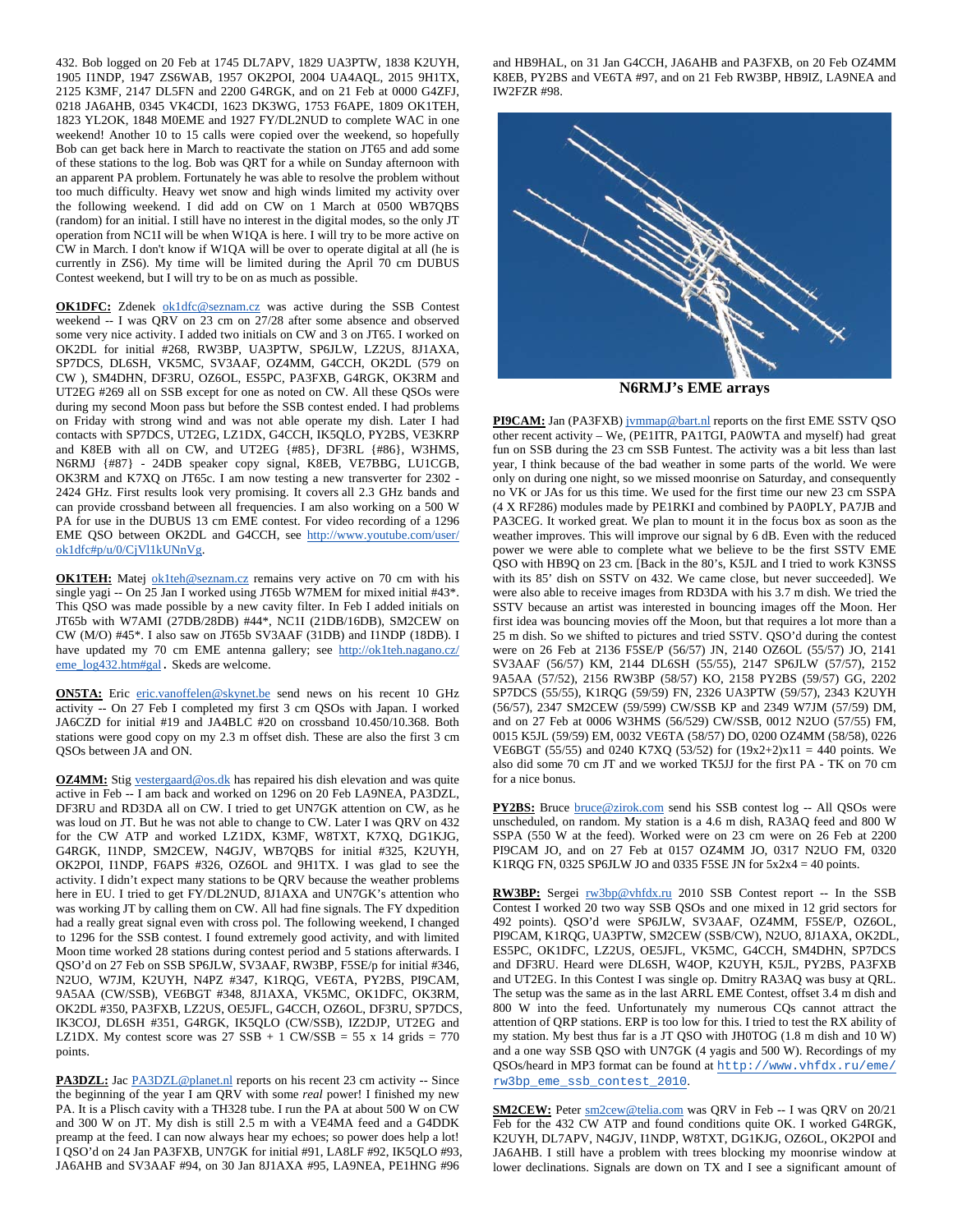432. Bob logged on 20 Feb at 1745 DL7APV, 1829 UA3PTW, 1838 K2UYH, 1905 I1NDP, 1947 ZS6WAB, 1957 OK2POI, 2004 UA4AQL, 2015 9H1TX, 2125 K3MF, 2147 DL5FN and 2200 G4RGK, and on 21 Feb at 0000 G4ZFJ, 0218 JA6AHB, 0345 VK4CDI, 1623 DK3WG, 1753 F6APE, 1809 OK1TEH, 1823 YL2OK, 1848 M0EME and 1927 FY/DL2NUD to complete WAC in one weekend! Another 10 to 15 calls were copied over the weekend, so hopefully Bob can get back here in March to reactivate the station on JT65 and add some of these stations to the log. Bob was QRT for a while on Sunday afternoon with an apparent PA problem. Fortunately he was able to resolve the problem without too much difficulty. Heavy wet snow and high winds limited my activity over the following weekend. I did add on CW on 1 March at 0500 WB7QBS (random) for an initial. I still have no interest in the digital modes, so the only JT operation from NC1I will be when W1QA is here. I will try to be more active on CW in March. I don't know if W1QA will be over to operate digital at all (he is currently in ZS6). My time will be limited during the April 70 cm DUBUS Contest weekend, but I will try to be on as much as possible.

**OK1DFC:** Zdenek ok1dfc@seznam.cz was active during the SSB Contest weekend -- I was QRV on 23 cm on 27/28 after some absence and observed some very nice activity. I added two initials on CW and 3 on JT65. I worked on OK2DL for initial #268, RW3BP, UA3PTW, SP6JLW, LZ2US, 8J1AXA, SP7DCS, DL6SH, VK5MC, SV3AAF, OZ4MM, G4CCH, OK2DL (579 on CW ), SM4DHN, DF3RU, OZ6OL, ES5PC, PA3FXB, G4RGK, OK3RM and UT2EG #269 all on SSB except for one as noted on CW. All these QSOs were during my second Moon pass but before the SSB contest ended. I had problems on Friday with strong wind and was not able operate my dish. Later I had contacts with SP7DCS, UT2EG, LZ1DX, G4CCH, IK5QLO, PY2BS, VE3KRP and K8EB with all on CW, and UT2EG {#85}, DF3RL {#86}, W3HMS, N6RMJ {#87} - 24DB speaker copy signal, K8EB, VE7BBG, LU1CGB, OK3RM and K7XQ on JT65c. I am now testing a new transverter for 2302 - 2424 GHz. First results look very promising. It covers all 2.3 GHz bands and can provide crossband between all frequencies. I am also working on a 500 W PA for use in the DUBUS 13 cm EME contest. For video recording of a 1296 EME QSO between OK2DL and G4CCH, see http://www.youtube.com/user/ok1dfc#p/u/0/CjVl1kUNnVg.

**OK1TEH:** Matej ok1teh@seznam.cz remains very active on 70 cm with his single yagi -- On 25 Jan I worked using JT65b W7MEM for mixed initial #43*. This QSO was made possible by a new cavity filter. In Feb I added initials on JT65b with W7AMI (27DB/28DB) #44*, NC1I (21DB/16DB), SM2CEW on CW (M/O) #45*. I also saw on JT65b SV3AAF (31DB) and I1NDP (18DB). I have updated my 70 cm EME antenna gallery; see http://ok1teh.nagano.cz/eme_log432.htm#gal. Skeds are welcome.

**ON5TA:** Eric eric.vanoffelen@skynet.be send news on his recent 10 GHz activity -- On 27 Feb I completed my first 3 cm QSOs with Japan. I worked JA6CZD for initial #19 and JA4BLC #20 on crossband 10.450/10.368. Both stations were good copy on my 2.3 m offset dish. These are also the first 3 cm QSOs between JA and ON.

**OZ4MM:** Stig vestergaard@os.dk has repaired his dish elevation and was quite active in Feb -- I am back and worked on 1296 on 20 Feb LA9NEA, PA3DZL, DF3RU and RD3DA all on CW. I tried to get UN7GK attention on CW, as he was loud on JT. But he was not able to change to CW. Later I was QRV on 432 for the CW ATP and worked LZ1DX, K3MF, W8TXT, K7XQ, DG1KJG, G4RGK, I1NDP, SM2CEW, N4GJV, WB7QBS for initial #325, K2UYH, OK2POI, I1NDP, F6APS #326, OZ6OL and 9H1TX. I was glad to see the activity. I didn't expect many stations to be QRV because the weather problems here in EU. I tried to get FY/DL2NUD, 8J1AXA and UN7GK's attention who was working JT by calling them on CW. All had fine signals. The FY dxpedition had a really great signal even with cross pol. The following weekend, I changed to 1296 for the SSB contest. I found extremely good activity, and with limited Moon time worked 28 stations during contest period and 5 stations afterwards. I QSO'd on 27 Feb on SSB SP6JLW, SV3AAF, RW3BP, F5SE/p for initial #346, N2UO, W7JM, K2UYH, N4PZ #347, K1RQG, VE6TA, PY2BS, PI9CAM, 9A5AA (CW/SSB), VE6BGT #348, 8J1AXA, VK5MC, OK1DFC, OK3RM, OK2DL #350, PA3FXB, LZ2US, OE5JFL, G4CCH, OZ6OL, DF3RU, SP7DCS, IK3COJ, DL6SH #351, G4RGK, IK5QLO (CW/SSB), IZ2DJP, UT2EG and LZ1DX. My contest score was 27 SSB + 1 CW/SSB = 55 x 14 grids = 770 points.

**PA3DZL:** Jac PA3DZL@planet.nl reports on his recent 23 cm activity -- Since the beginning of the year I am QRV with some *real* power! I finished my new PA. It is a Plisch cavity with a TH328 tube. I run the PA at about 500 W on CW and 300 W on JT. My dish is still 2.5 m with a VE4MA feed and a G4DDK preamp at the feed. I can now always hear my echoes; so power does help a lot! I QSO'd on 24 Jan PA3FXB, UN7GK for initial #91, LA8LF #92, IK5QLO #93, JA6AHB and SV3AAF #94, on 30 Jan 8J1AXA #95, LA9NEA, PE1HNG #96 and HB9HAL, on 31 Jan G4CCH, JA6AHB and PA3FXB, on 20 Feb OZ4MM K8EB, PY2BS and VE6TA #97, and on 21 Feb RW3BP, HB9IZ, LA9NEA and IW2FZR #98.

**N6RMJ's EME arrays**

**PI9CAM:** Jan (PA3FXB) jvmmap@bart.nl reports on the first EME SSTV QSO other recent activity – We, (PE1ITR, PA1TGI, PA0WTA and myself) had great fun on SSB during the 23 cm SSB Funtest. The activity was a bit less than last year, I think because of the bad weather in some parts of the world. We were only on during one night, so we missed moonrise on Saturday, and consequently no VK or JAs for us this time. We used for the first time our new 23 cm SSPA (4 X RF286) modules made by PE1RKI and combined by PA0PLY, PA7JB and PA3CEG. It worked great. We plan to mount it in the focus box as soon as the weather improves. This will improve our signal by 6 dB. Even with the reduced power we were able to complete what we believe to be the first SSTV EME QSO with HB9Q on 23 cm. [Back in the 80's, K5JL and I tried to work K3NSS with its 85' dish on SSTV on 432. We came close, but never succeeded]. We were also able to receive images from RD3DA with his 3.7 m dish. We tried the SSTV because an artist was interested in bouncing images off the Moon. Her first idea was bouncing movies off the Moon, but that requires a lot more than a 25 m dish. So we shifted to pictures and tried SSTV. QSO'd during the contest were on 26 Feb at 2136 F5SE/P (56/57) JN, 2140 OZ6OL (55/57) JO, 2141 SV3AAF (56/57) KM, 2144 DL6SH (55/55), 2147 SP6JLW (57/57), 2152 9A5AA (57/52), 2156 RW3BP (58/57) KO, 2158 PY2BS (59/57) GG, 2202 SP7DCS (55/55), K1RQG (59/59) FN, 2326 UA3PTW (59/57), 2343 K2UYH (56/57), 2347 SM2CEW (59/599) CW/SSB KP and 2349 W7JM (57/59) DM, and on 27 Feb at 0006 W3HMS (56/529) CW/SSB, 0012 N2UO (57/55) FM, 0015 K5JL (59/59) EM, 0032 VE6TA (58/57) DO, 0200 OZ4MM (58/58), 0226 VE6BGT (55/55) and 0240 K7XQ (53/52) for (19x2+2)x11 = 440 points. We also did some 70 cm JT and we worked TK5JJ for the first PA - TK on 70 cm for a nice bonus.

**PY2BS:** Bruce bruce@zirok.com send his SSB contest log -- All QSOs were unscheduled, on random. My station is a 4.6 m dish, RA3AQ feed and 800 W SSPA (550 W at the feed). Worked were on 23 cm were on 26 Feb at 2200 PI9CAM JO, and on 27 Feb at 0157 OZ4MM JO, 0317 N2UO FM, 0320 K1RQG FN, 0325 SP6JLW JO and 0335 F5SE JN for 5x2x4 = 40 points.

**RW3BP:** Sergei rw3bp@vhfdx.ru 2010 SSB Contest report -- In the SSB Contest I worked 20 two way SSB QSOs and one mixed in 12 grid sectors for 492 points). QSO'd were SP6JLW, SV3AAF, OZ4MM, F5SE/P, OZ6OL, PI9CAM, K1RQG, UA3PTW, SM2CEW (SSB/CW), N2UO, 8J1AXA, OK2DL, ES5PC, OK1DFC, LZ2US, OE5JFL, VK5MC, G4CCH, SM4DHN, SP7DCS and DF3RU. Heard were DL6SH, W4OP, K2UYH, K5JL, PY2BS, PA3FXB and UT2EG. In this Contest I was single op. Dmitry RA3AQ was busy at QRL. The setup was the same as in the last ARRL EME Contest, offset 3.4 m dish and 800 W into the feed. Unfortunately my numerous CQs cannot attract the attention of QRP stations. ERP is too low for this. I tried to test the RX ability of my station. My best thus far is a JT QSO with JH0TOG (1.8 m dish and 10 W) and a one way SSB QSO with UN7GK (4 yagis and 500 W). Recordings of my QSOs/heard in MP3 format can be found at http://www.vhfdx.ru/eme/rw3bp_eme_ssb_contest_2010.

**SM2CEW:** Peter sm2cew@telia.com was QRV in Feb -- I was QRV on 20/21 Feb for the 432 CW ATP and found conditions quite OK. I worked G4RGK, K2UYH, DL7APV, N4GJV, I1NDP, W8TXT, DG1KJG, OZ6OL, OK2POI and JA6AHB. I still have a problem with trees blocking my moonrise window at lower declinations. Signals are down on TX and I see a significant amount of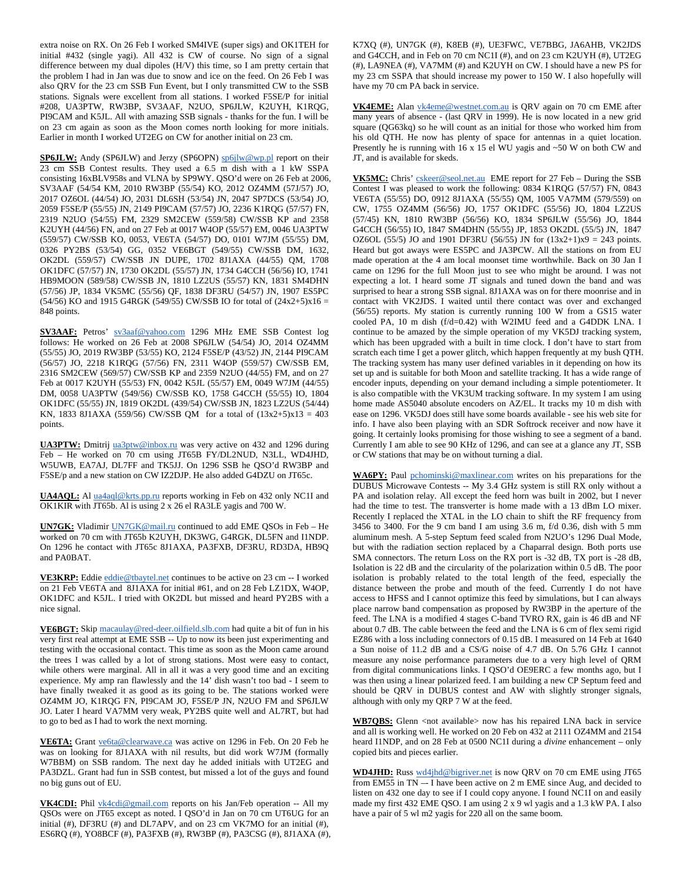extra noise on RX. On 26 Feb I worked SM4IVE (super sigs) and OK1TEH for initial #432 (single yagi). All 432 is CW of course. No sign of a signal difference between my dual dipoles (H/V) this time, so I am pretty certain that the problem I had in Jan was due to snow and ice on the feed. On 26 Feb I was also QRV for the 23 cm SSB Fun Event, but I only transmitted CW to the SSB stations. Signals were excellent from all stations. I worked F5SE/P for initial #208, UA3PTW, RW3BP, SV3AAF, N2UO, SP6JLW, K2UYH, K1RQG, PI9CAM and K5JL. All with amazing SSB signals - thanks for the fun. I will be on 23 cm again as soon as the Moon comes north looking for more initials. Earlier in month I worked UT2EG on CW for another initial on 23 cm.

**SP6JLW:** Andy (SP6JLW) and Jerzy (SP6OPN) sp6jlw@wp.pl report on their 23 cm SSB Contest results. They used a 6.5 m dish with a 1 kW SSPA consisting 16xBLV958s and VLNA by SP9WY. QSO'd were on 26 Feb at 2006, SV3AAF (54/54 KM, 2010 RW3BP (55/54) KO, 2012 OZ4MM (57J/57) JO, 2017 OZ6OL (44/54) JO, 2031 DL6SH (53/54) JN, 2047 SP7DCS (53/54) JO, 2059 F5SE/P (55/55) JN, 2149 PI9CAM (57/57) JO, 2236 K1RQG (57/57) FN, 2319 N2UO (54/55) FM, 2329 SM2CEW (559/58) CW/SSB KP and 2358 K2UYH (44/56) FN, and on 27 Feb at 0017 W4OP (55/57) EM, 0046 UA3PTW (559/57) CW/SSB KO, 0053, VE6TA (54/57) DO, 0101 W7JM (55/55) DM, 0326 PY2BS (53/54) GG, 0352 VE6BGT (549/55) CW/SSB DM, 1632, OK2DL (559/57) CW/SSB JN DUPE, 1702 8J1AXA (44/55) QM, 1708 OK1DFC (57/57) JN, 1730 OK2DL (55/57) JN, 1734 G4CCH (56/56) IO, 1741 HB9MOON (589/58) CW/SSB JN, 1810 LZ2US (55/57) KN, 1831 SM4DHN (57/56) JP, 1834 VK5MC (55/56) QF, 1838 DF3RU (54/57) JN, 1907 ES5PC (54/56) KO and 1915 G4RGK (549/55) CW/SSB IO for total of (24x2+5)x16 = 848 points.

**SV3AAF:** Petros' sv3aaf@yahoo.com 1296 MHz EME SSB Contest log follows: He worked on 26 Feb at 2008 SP6JLW (54/54) JO, 2014 OZ4MM (55/55) JO, 2019 RW3BP (53/55) KO, 2124 F5SE/P (43/52) JN, 2144 PI9CAM (56/57) JO, 2218 K1RQG (57/56) FN, 2311 W4OP (559/57) CW/SSB EM, 2316 SM2CEW (569/57) CW/SSB KP and 2359 N2UO (44/55) FM, and on 27 Feb at 0017 K2UYH (55/53) FN, 0042 K5JL (55/57) EM, 0049 W7JM (44/55) DM, 0058 UA3PTW (549/56) CW/SSB KO, 1758 G4CCH (55/55) IO, 1804 OK1DFC (55/55) JN, 1819 OK2DL (439/54) CW/SSB JN, 1823 LZ2US (54/44) KN, 1833 8J1AXA (559/56) CW/SSB QM  for a total of (13x2+5)x13 = 403 points.

**UA3PTW:** Dmitrij ua3ptw@inbox.ru was very active on 432 and 1296 during Feb – He worked on 70 cm using JT65B FY/DL2NUD, N3LL, WD4JHD, W5UWB, EA7AJ, DL7FF and TK5JJ. On 1296 SSB he QSO'd with RW3BP and F5SE/p and a new station on CW IZ2DJP. He also added G4DZU on JT65c.

**UA4AQL:** Al ua4aql@krts.pp.ru reports working in Feb on 432 only NC1I and OK1KIR with JT65b. Al is using 2 x 26 el RA3LE yagis and 700 W.

**UN7GK:** Vladimir UN7GK@mail.ru continued to add EME QSOs in Feb – He worked on 70 cm with JT65b K2UYH, DK3WG, G4RGK, DL5FN and I1NDP. On 1296 he contact with JT65c 8J1AXA, PA3FXB, DF3RU, RD3DA, HB9Q and PA0BAT.

**VE3KRP:** Eddie eddie@tbaytel.net continues to be active on 23 cm -- I worked on 21 Feb VE6TA and  8J1AXA for initial #61, and on 28 Feb LZ1DX, W4OP, OK1DFC and K5JL. I tried with OK2DL but missed and heard PY2BS with a nice signal.

**VE6BGT:** Skip macaulay@red-deer.oilfield.slb.com had quite a bit of fun in his very first real attempt at EME SSB -- Up to now its been just experimenting and testing with the occasional contact. This time as soon as the Moon came around the trees I was called by a lot of strong stations. Most were easy to contact, while others were marginal. All in all it was a very good time and an exciting experience. My amp ran flawlessly and the 14' dish wasn't too bad - I seem to have finally tweaked it as good as its going to be. The stations worked were OZ4MM JO, K1RQG FN, PI9CAM JO, F5SE/P JN, N2UO FM and SP6JLW JO. Later I heard VA7MM very weak, PY2BS quite well and AL7RT, but had to go to bed as I had to work the next morning.

**VE6TA:** Grant ve6ta@clearwave.ca was active on 1296 in Feb. On 20 Feb he was on looking for 8J1AXA with nil results, but did work W7JM (formally W7BBM) on SSB random. The next day he added initials with UT2EG and PA3DZL. Grant had fun in SSB contest, but missed a lot of the guys and found no big guns out of EU.

**VK4CDI:** Phil vk4cdi@gmail.com reports on his Jan/Feb operation -- All my QSOs were on JT65 except as noted. I QSO'd in Jan on 70 cm UT6UG for an initial (#), DF3RU (#) and DL7APV, and on 23 cm VK7MO for an initial (#), ES6RQ (#), YO8BCF (#), PA3FXB (#), RW3BP (#), PA3CSG (#), 8J1AXA (#), K7XQ (#), UN7GK (#), K8EB (#), UE3FWC, VE7BBG, JA6AHB, VK2JDS and G4CCH, and in Feb on 70 cm NC1I (#), and on 23 cm K2UYH (#), UT2EG (#), LA9NEA (#), VA7MM (#) and K2UYH on CW. I should have a new PS for my 23 cm SSPA that should increase my power to 150 W. I also hopefully will have my 70 cm PA back in service.

**VK4EME:** Alan vk4eme@westnet.com.au is QRV again on 70 cm EME after many years of absence - (last QRV in 1999). He is now located in a new grid square (QG63kq) so he will count as an initial for those who worked him from his old QTH. He now has plenty of space for antennas in a quiet location. Presently he is running with 16 x 15 el WU yagis and ~50 W on both CW and JT, and is available for skeds.

**VK5MC:** Chris' cskeer@seol.net.au  EME report for 27 Feb – During the SSB Contest I was pleased to work the following: 0834 K1RQG (57/57) FN, 0843 VE6TA (55/55) DO, 0912 8J1AXA (55/55) QM, 1005 VA7MM (579/559) on CW, 1755 OZ4MM (56/56) JO, 1757 OK1DFC (55/56) JO, 1804 LZ2US (57/45) KN, 1810 RW3BP (56/56) KO, 1834 SP6JLW (55/56) JO, 1844 G4CCH (56/55) IO, 1847 SM4DHN (55/55) JP, 1853 OK2DL (55/5) JN,  1847 OZ6OL (55/5) JO and 1901 DF3RU (56/55) JN for (13x2+1)x9 = 243 points. Heard but got aways were ES5PC and JA3PCW. All the stations on from EU made operation at the 4 am local moonset time worthwhile. Back on 30 Jan I came on 1296 for the full Moon just to see who might be around. I was not expecting a lot. I heard some JT signals and tuned down the band and was surprised to hear a strong SSB signal. 8J1AXA was on for there moonrise and in contact with VK2JDS. I waited until there contact was over and exchanged (56/55) reports. My station is currently running 100 W from a GS15 water cooled PA, 10 m dish (f/d=0.42) with W2IMU feed and a G4DDK LNA. I continue to be amazed by the simple operation of my VK5DJ tracking system, which has been upgraded with a built in time clock. I don't have to start from scratch each time I get a power glitch, which happen frequently at my bush QTH. The tracking system has many user defined variables in it depending on how its set up and is suitable for both Moon and satellite tracking. It has a wide range of encoder inputs, depending on your demand including a simple potentiometer. It is also compatible with the VK3UM tracking software. In my system I am using home made AS5040 absolute encoders on AZ/EL. It tracks my 10 m dish with ease on 1296. VK5DJ does still have some boards available - see his web site for info. I have also been playing with an SDR Softrock receiver and now have it going. It certainly looks promising for those wishing to see a segment of a band. Currently I am able to see 90 KHz of 1296, and can see at a glance any JT, SSB or CW stations that may be on without turning a dial.

**WA6PY:** Paul pchominski@maxlinear.com writes on his preparations for the DUBUS Microwave Contests -- My 3.4 GHz system is still RX only without a PA and isolation relay. All except the feed horn was built in 2002, but I never had the time to test. The transverter is home made with a 13 dBm LO mixer. Recently I replaced the XTAL in the LO chain to shift the RF frequency from 3456 to 3400. For the 9 cm band I am using 3.6 m, f/d 0.36, dish with 5 mm aluminum mesh. A 5-step Septum feed scaled from N2UO's 1296 Dual Mode, but with the radiation section replaced by a Chaparral design. Both ports use SMA connectors. The return Loss on the RX port is -32 dB, TX port is -28 dB, Isolation is 22 dB and the circularity of the polarization within 0.5 dB. The poor isolation is probably related to the total length of the feed, especially the distance between the probe and mouth of the feed. Currently I do not have access to HFSS and I cannot optimize this feed by simulations, but I can always place narrow band compensation as proposed by RW3BP in the aperture of the feed. The LNA is a modified 4 stages C-band TVRO RX, gain is 46 dB and NF about 0.7 dB. The cable between the feed and the LNA is 6 cm of flex semi rigid EZ86 with a loss including connectors of 0.15 dB. I measured on 14 Feb at 1640 a Sun noise of 11.2 dB and a CS/G noise of 4.7 dB. On 5.76 GHz I cannot measure any noise performance parameters due to a very high level of QRM from digital communications links. I QSO'd OE9ERC a few months ago, but I was then using a linear polarized feed. I am building a new CP Septum feed and should be QRV in DUBUS contest and AW with slightly stronger signals, although with only my QRP 7 W at the feed.

**WB7QBS:** Glenn <not available> now has his repaired LNA back in service and all is working well. He worked on 20 Feb on 432 at 2111 OZ4MM and 2154 heard I1NDP, and on 28 Feb at 0500 NC1I during a *divine* enhancement – only copied bits and pieces earlier.

**WD4JHD:** Russ wd4jhd@bigriver.net is now QRV on 70 cm EME using JT65 from EM55 in TN –- I have been active on 2 m EME since Aug, and decided to listen on 432 one day to see if I could copy anyone. I found NC1I on and easily made my first 432 EME QSO. I am using 2 x 9 wl yagis and a 1.3 kW PA. I also have a pair of 5 wl m2 yagis for 220 all on the same boom.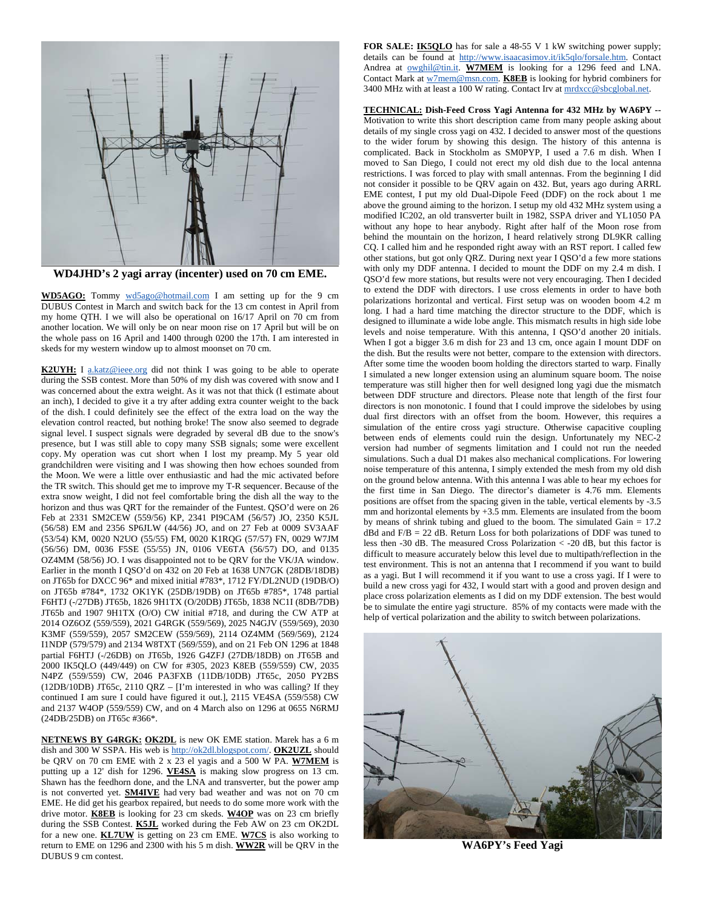**WD4JHD's 2 yagi array (incenter) used on 70 cm EME.**

**WD5AGO:** Tommy wd5ago@hotmail.com I am setting up for the 9 cm DUBUS Contest in March and switch back for the 13 cm contest in April from my home QTH. I we will also be operational on 16/17 April on 70 cm from another location. We will only be on near moon rise on 17 April but will be on the whole pass on 16 April and 1400 through 0200 the 17th. I am interested in skeds for my western window up to almost moonset on 70 cm.

**K2UYH:** I a.katz@ieee.org did not think I was going to be able to operate during the SSB contest. More than 50% of my dish was covered with snow and I was concerned about the extra weight. As it was not that thick (I estimate about an inch), I decided to give it a try after adding extra counter weight to the back of the dish. I could definitely see the effect of the extra load on the way the elevation control reacted, but nothing broke! The snow also seemed to degrade signal level. I suspect signals were degraded by several dB due to the snow's presence, but I was still able to copy many SSB signals; some were excellent copy. My operation was cut short when I lost my preamp. My 5 year old grandchildren were visiting and I was showing then how echoes sounded from the Moon. We were a little over enthusiastic and had the mic activated before the TR switch. This should get me to improve my T-R sequencer. Because of the extra snow weight, I did not feel comfortable bring the dish all the way to the horizon and thus was QRT for the remainder of the Funtest. QSO'd were on 26 Feb at 2331 SM2CEW (559/56) KP, 2341 PI9CAM (56/57) JO, 2350 K5JL (56/58) EM and 2356 SP6JLW (44/56) JO, and on 27 Feb at 0009 SV3AAF (53/54) KM, 0020 N2UO (55/55) FM, 0020 K1RQG (57/57) FN, 0029 W7JM (56/56) DM, 0036 F5SE (55/55) JN, 0106 VE6TA (56/57) DO, and 0135 OZ4MM (58/56) JO. I was disappointed not to be QRV for the VK/JA window. Earlier in the month I QSO'd on 432 on 20 Feb at 1638 UN7GK (28DB/18DB) on JT65b for DXCC 96* and mixed initial #783*, 1712 FY/DL2NUD (19DB/O) on JT65b #784*, 1732 OK1YK (25DB/19DB) on JT65b #785*, 1748 partial F6HTJ (-/27DB) JT65b, 1826 9H1TX (O/20DB) JT65b, 1838 NC1I (8DB/7DB) JT65b and 1907 9H1TX (O/O) CW initial #718, and during the CW ATP at 2014 OZ6OZ (559/559), 2021 G4RGK (559/569), 2025 N4GJV (559/569), 2030 K3MF (559/559), 2057 SM2CEW (559/569), 2114 OZ4MM (569/569), 2124 I1NDP (579/579) and 2134 W8TXT (569/559), and on 21 Feb ON 1296 at 1848 partial F6HTJ (-/26DB) on JT65b, 1926 G4ZFJ (27DB/18DB) on JT65B and 2000 IK5QLO (449/449) on CW for #305, 2023 K8EB (559/559) CW, 2035 N4PZ (559/559) CW, 2046 PA3FXB (11DB/10DB) JT65c, 2050 PY2BS (12DB/10DB) JT65c, 2110 QRZ – [I'm interested in who was calling? If they continued I am sure I could have figured it out.], 2115 VE4SA (559/558) CW and 2137 W4OP (559/559) CW, and on 4 March also on 1296 at 0655 N6RMJ (24DB/25DB) on JT65c #366*.

**NETNEWS BY G4RGK:** **OK2DL** is new OK EME station. Marek has a 6 m dish and 300 W SSPA. His web is http://ok2dl.blogspot.com/. **OK2UZL** should be QRV on 70 cm EME with 2 x 23 el yagis and a 500 W PA. **W7MEM** is putting up a 12' dish for 1296. **VE4SA** is making slow progress on 13 cm. Shawn has the feedhorn done, and the LNA and transverter, but the power amp is not converted yet. **SM4IVE** had very bad weather and was not on 70 cm EME. He did get his gearbox repaired, but needs to do some more work with the drive motor. **K8EB** is looking for 23 cm skeds. **W4OP** was on 23 cm briefly during the SSB Contest. **K5JL** worked during the Feb AW on 23 cm OK2DL for a new one. **KL7UW** is getting on 23 cm EME. **W7CS** is also working to return to EME on 1296 and 2300 with his 5 m dish. **WW2R** will be QRV in the DUBUS 9 cm contest.

**FOR SALE:** **IK5QLO** has for sale a 48-55 V 1 kW switching power supply; details can be found at http://www.isaacasimov.it/ik5qlo/forsale.htm. Contact Andrea at owghil@tin.it. **W7MEM** is looking for a 1296 feed and LNA. Contact Mark at w7mem@msn.com. **K8EB** is looking for hybrid combiners for 3400 MHz with at least a 100 W rating. Contact Irv at mrdxcc@sbcglobal.net.

**TECHNICAL: Dish-Feed Cross Yagi Antenna for 432 MHz by WA6PY --** Motivation to write this short description came from many people asking about details of my single cross yagi on 432. I decided to answer most of the questions to the wider forum by showing this design. The history of this antenna is complicated. Back in Stockholm as SM0PYP, I used a 7.6 m dish. When I moved to San Diego, I could not erect my old dish due to the local antenna restrictions. I was forced to play with small antennas. From the beginning I did not consider it possible to be QRV again on 432. But, years ago during ARRL EME contest, I put my old Dual-Dipole Feed (DDF) on the rock about 1 m above the ground aiming to the horizon. I setup my old 432 MHz system using a modified IC202, an old transverter built in 1982, SSPA driver and YL1050 PA without any hope to hear anybody. Right after half of the Moon rose from behind the mountain on the horizon, I heard relatively strong DL9KR calling CQ. I called him and he responded right away with an RST report. I called few other stations, but got only QRZ. During next year I QSO'd a few more stations with only my DDF antenna. I decided to mount the DDF on my 2.4 m dish. I QSO'd few more stations, but results were not very encouraging. Then I decided to extend the DDF with directors. I use cross elements in order to have both polarizations horizontal and vertical. First setup was on wooden boom 4.2 m long. I had a hard time matching the director structure to the DDF, which is designed to illuminate a wide lobe angle. This mismatch results in high side lobe levels and noise temperature. With this antenna, I QSO'd another 20 initials. When I got a bigger 3.6 m dish for 23 and 13 cm, once again I mount DDF on the dish. But the results were not better, compare to the extension with directors. After some time the wooden boom holding the directors started to warp. Finally I simulated a new longer extension using an aluminum square boom. The noise temperature was still higher then for well designed long yagi due the mismatch between DDF structure and directors. Please note that length of the first four directors is non monotonic. I found that I could improve the sidelobes by using dual first directors with an offset from the boom. However, this requires a simulation of the entire cross yagi structure. Otherwise capacitive coupling between ends of elements could ruin the design. Unfortunately my NEC-2 version had number of segments limitation and I could not run the needed simulations. Such a dual D1 makes also mechanical complications. For lowering noise temperature of this antenna, I simply extended the mesh from my old dish on the ground below antenna. With this antenna I was able to hear my echoes for the first time in San Diego. The director's diameter is 4.76 mm. Elements positions are offset from the spacing given in the table, vertical elements by -3.5 mm and horizontal elements by +3.5 mm. Elements are insulated from the boom by means of shrink tubing and glued to the boom. The simulated Gain = 17.2 dBd and F/B = 22 dB. Return Loss for both polarizations of DDF was tuned to less then -30 dB. The measured Cross Polarization < -20 dB, but this factor is difficult to measure accurately below this level due to multipath/reflection in the test environment. This is not an antenna that I recommend if you want to build as a yagi. But I will recommend it if you want to use a cross yagi. If I were to build a new cross yagi for 432, I would start with a good and proven design and place cross polarization elements as I did on my DDF extension. The best would be to simulate the entire yagi structure. 85% of my contacts were made with the help of vertical polarization and the ability to switch between polarizations.

**WA6PY's Feed Yagi**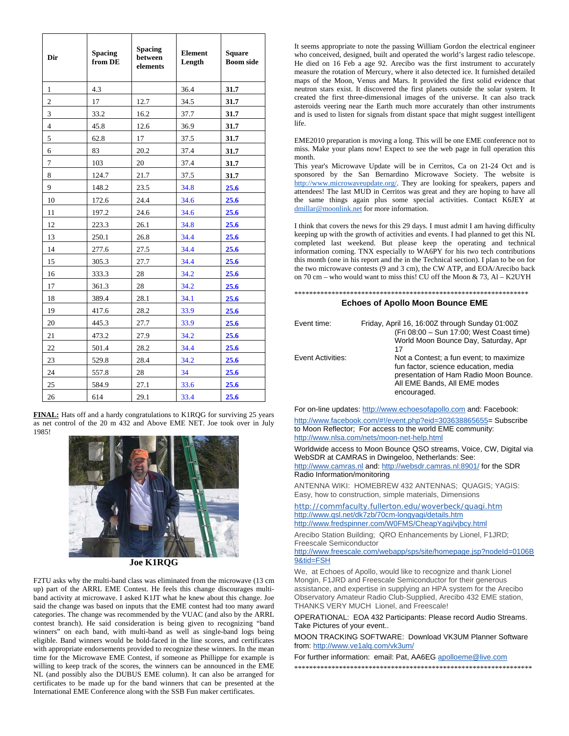| Dir | Spacing from DE | Spacing between elements | Element Length | Square Boom side |
|---|---|---|---|---|
| 1 | 4.3 | | 36.4 | **31.7** |
| 2 | 17 | 12.7 | 34.5 | **31.7** |
| 3 | 33.2 | 16.2 | 37.7 | **31.7** |
| 4 | 45.8 | 12.6 | 36.9 | **31.7** |
| 5 | 62.8 | 17 | 37.5 | **31.7** |
| 6 | 83 | 20.2 | 37.4 | **31.7** |
| 7 | 103 | 20 | 37.4 | **31.7** |
| 8 | 124.7 | 21.7 | 37.5 | **31.7** |
| 9 | 148.2 | 23.5 | 34.8 | **25.6** |
| 10 | 172.6 | 24.4 | 34.6 | **25.6** |
| 11 | 197.2 | 24.6 | 34.6 | **25.6** |
| 12 | 223.3 | 26.1 | 34.8 | **25.6** |
| 13 | 250.1 | 26.8 | 34.4 | **25.6** |
| 14 | 277.6 | 27.5 | 34.4 | **25.6** |
| 15 | 305.3 | 27.7 | 34.4 | **25.6** |
| 16 | 333.3 | 28 | 34.2 | **25.6** |
| 17 | 361.3 | 28 | 34.2 | **25.6** |
| 18 | 389.4 | 28.1 | 34.1 | **25.6** |
| 19 | 417.6 | 28.2 | 33.9 | **25.6** |
| 20 | 445.3 | 27.7 | 33.9 | **25.6** |
| 21 | 473.2 | 27.9 | 34.2 | **25.6** |
| 22 | 501.4 | 28.2 | 34.4 | **25.6** |
| 23 | 529.8 | 28.4 | 34.2 | **25.6** |
| 24 | 557.8 | 28 | 34 | **25.6** |
| 25 | 584.9 | 27.1 | 33.6 | **25.6** |
| 26 | 614 | 29.1 | 33.4 | **25.6** |

**FINAL:** Hats off and a hardy congratulations to K1RQG for surviving 25 years as net control of the 20 m 432 and Above EME NET. Joe took over in July 1985!

**Joe K1RQG**

F2TU asks why the multi-band class was eliminated from the microwave (13 cm up) part of the ARRL EME Contest. He feels this change discourages multi-band activity at microwave. I asked K1JT what he knew about this change. Joe said the change was based on inputs that the EME contest had too many award categories. The change was recommended by the VUAC (and also by the ARRL contest branch). He said consideration is being given to recognizing "band winners" on each band, with multi-band as well as single-band logs being eligible. Band winners would be bold-faced in the line scores, and certificates with appropriate endorsements provided to recognize these winners. In the mean time for the Microwave EME Contest, if someone as Phillippe for example is willing to keep track of the scores, the winners can be announced in the EME NL (and possibly also the DUBUS EME column). It can also be arranged for certificates to be made up for the band winners that can be presented at the International EME Conference along with the SSB Fun maker certificates.

It seems appropriate to note the passing William Gordon the electrical engineer who conceived, designed, built and operated the world's largest radio telescope. He died on 16 Feb a age 92. Arecibo was the first instrument to accurately measure the rotation of Mercury, where it also detected ice. It furnished detailed maps of the Moon, Venus and Mars. It provided the first solid evidence that neutron stars exist. It discovered the first planets outside the solar system. It created the first three-dimensional images of the universe. It can also track asteroids veering near the Earth much more accurately than other instruments and is used to listen for signals from distant space that might suggest intelligent life.

EME2010 preparation is moving a long. This will be one EME conference not to miss. Make your plans now! Expect to see the web page in full operation this month.
This year's Microwave Update will be in Cerritos, Ca on 21-24 Oct and is sponsored by the San Bernardino Microwave Society. The website is http://www.microwaveupdate.org/. They are looking for speakers, papers and attendees! The last MUD in Cerritos was great and they are hoping to have all the same things again plus some special activities. Contact K6JEY at dmillar@moonlink.net for more information.

I think that covers the news for this 29 days. I must admit I am having difficulty keeping up with the growth of activities and events. I had planned to get this NL completed last weekend. But please keep the operating and technical information coming. TNX especially to WA6PY for his two tech contributions this month (one in his report and the in the Technical section). I plan to be on for the two microwave contests (9 and 3 cm), the CW ATP, and EOA/Arecibo back on 70 cm – who would want to miss this! CU off the Moon & 73, Al – K2UYH

*****************************************************************

## Echoes of Apollo Moon Bounce EME

Event time: Friday, April 16, 16:00Z through Sunday 01:00Z (Fri 08:00 – Sun 17:00; West Coast time) World Moon Bounce Day, Saturday, Apr 17

Event Activities: Not a Contest; a fun event; to maximize fun factor, science education, media presentation of Ham Radio Moon Bounce. All EME Bands, All EME modes encouraged.

For on-line updates: http://www.echoesofapollo.com and: Facebook: http://www.facebook.com/#!/event.php?eid=303638865655= Subscribe to Moon Reflector; For access to the world EME community: http://www.nlsa.com/nets/moon-net-help.html

Worldwide access to Moon Bounce QSO streams, Voice, CW, Digital via WebSDR at CAMRAS in Dwingeloo, Netherlands. See: http://www.camras.nl and: http://websdr.camras.nl:8901/ for the SDR Radio Information/monitoring

ANTENNA WIKI: HOMEBREW 432 ANTENNAS; QUAGIS; YAGIS: Easy, how to construction, simple materials, Dimensions

http://commfaculty.fullerton.edu/woverbeck/quagi.htm
http://www.qsl.net/dk7zb/70cm-longyagi/details.htm
http://www.fredspinner.com/W0FMS/CheapYagi/vjbcy.html

Arecibo Station Building; QRO Enhancements by Lionel, F1JRD; Freescale Semiconductor
http://www.freescale.com/webapp/sps/site/homepage.jsp?nodeId=0106B9&tid=FSH

We, at Echoes of Apollo, would like to recognize and thank Lionel Mongin, F1JRD and Freescale Semiconductor for their generous assistance, and expertise in supplying an HPA system for the Arecibo Observatory Amateur Radio Club-Supplied, Arecibo 432 EME station, THANKS VERY MUCH Lionel, and Freescale!

OPERATIONAL: EOA 432 Participants: Please record Audio Streams. Take Pictures of your event..

MOON TRACKING SOFTWARE: Download VK3UM Planner Software from: http://www.ve1alq.com/vk3um/

For further information: email: Pat, AA6EG apolloeme@live.com

*****************************************************************